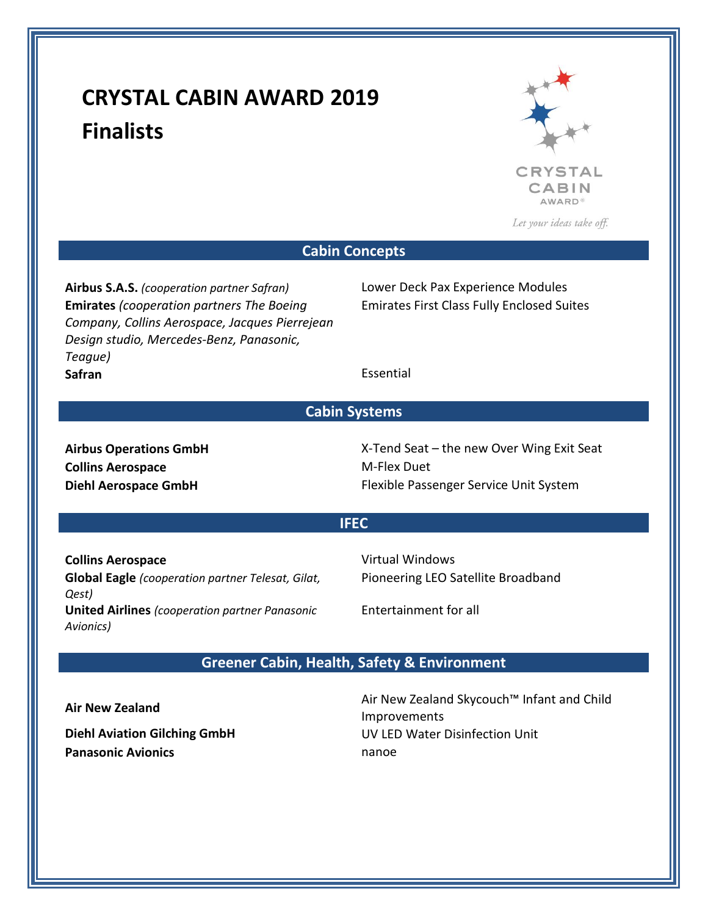# CRYSTAL CABIN AWARD 2019

# Finalists

CRYSTAL CABIN AWARD®

*Let your ideas take off.*

## Cabin Concepts

| | |
|---|---|
| **Airbus S.A.S.** *(cooperation partner Safran)* | Lower Deck Pax Experience Modules |
| **Emirates** *(cooperation partners The Boeing Company, Collins Aerospace, Jacques Pierrejean Design studio, Mercedes-Benz, Panasonic, Teague)* | Emirates First Class Fully Enclosed Suites |
| **Safran** | Essential |

## Cabin Systems

| | |
|---|---|
| **Airbus Operations GmbH** | X-Tend Seat – the new Over Wing Exit Seat |
| **Collins Aerospace** | M-Flex Duet |
| **Diehl Aerospace GmbH** | Flexible Passenger Service Unit System |

## IFEC

| | |
|---|---|
| **Collins Aerospace** | Virtual Windows |
| **Global Eagle** *(cooperation partner Telesat, Gilat, Qest)* | Pioneering LEO Satellite Broadband |
| **United Airlines** *(cooperation partner Panasonic Avionics)* | Entertainment for all |

## Greener Cabin, Health, Safety & Environment

| | |
|---|---|
| **Air New Zealand** | Air New Zealand Skycouch™ Infant and Child Improvements |
| **Diehl Aviation Gilching GmbH** | UV LED Water Disinfection Unit |
| **Panasonic Avionics** | nanoe |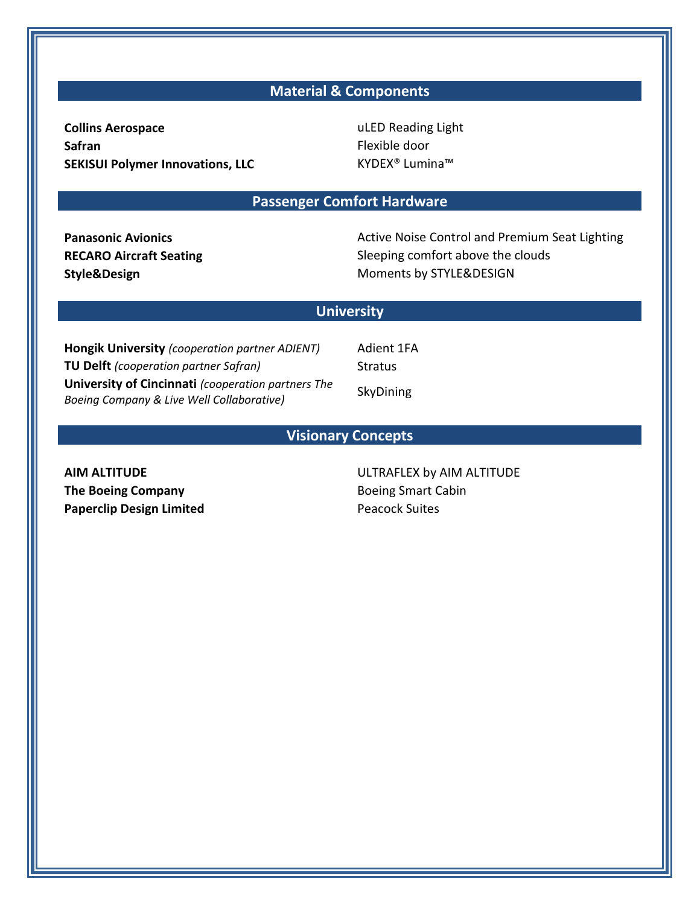## Material & Components

| | |
|---|---|
| **Collins Aerospace** | uLED Reading Light |
| **Safran** | Flexible door |
| **SEKISUI Polymer Innovations, LLC** | KYDEX® Lumina™ |

## Passenger Comfort Hardware

| | |
|---|---|
| **Panasonic Avionics** | Active Noise Control and Premium Seat Lighting |
| **RECARO Aircraft Seating** | Sleeping comfort above the clouds |
| **Style&Design** | Moments by STYLE&DESIGN |

## University

| | |
|---|---|
| **Hongik University** *(cooperation partner ADIENT)* | Adient 1FA |
| **TU Delft** *(cooperation partner Safran)* | Stratus |
| **University of Cincinnati** *(cooperation partners The Boeing Company & Live Well Collaborative)* | SkyDining |

## Visionary Concepts

| | |
|---|---|
| **AIM ALTITUDE** | ULTRAFLEX by AIM ALTITUDE |
| **The Boeing Company** | Boeing Smart Cabin |
| **Paperclip Design Limited** | Peacock Suites |